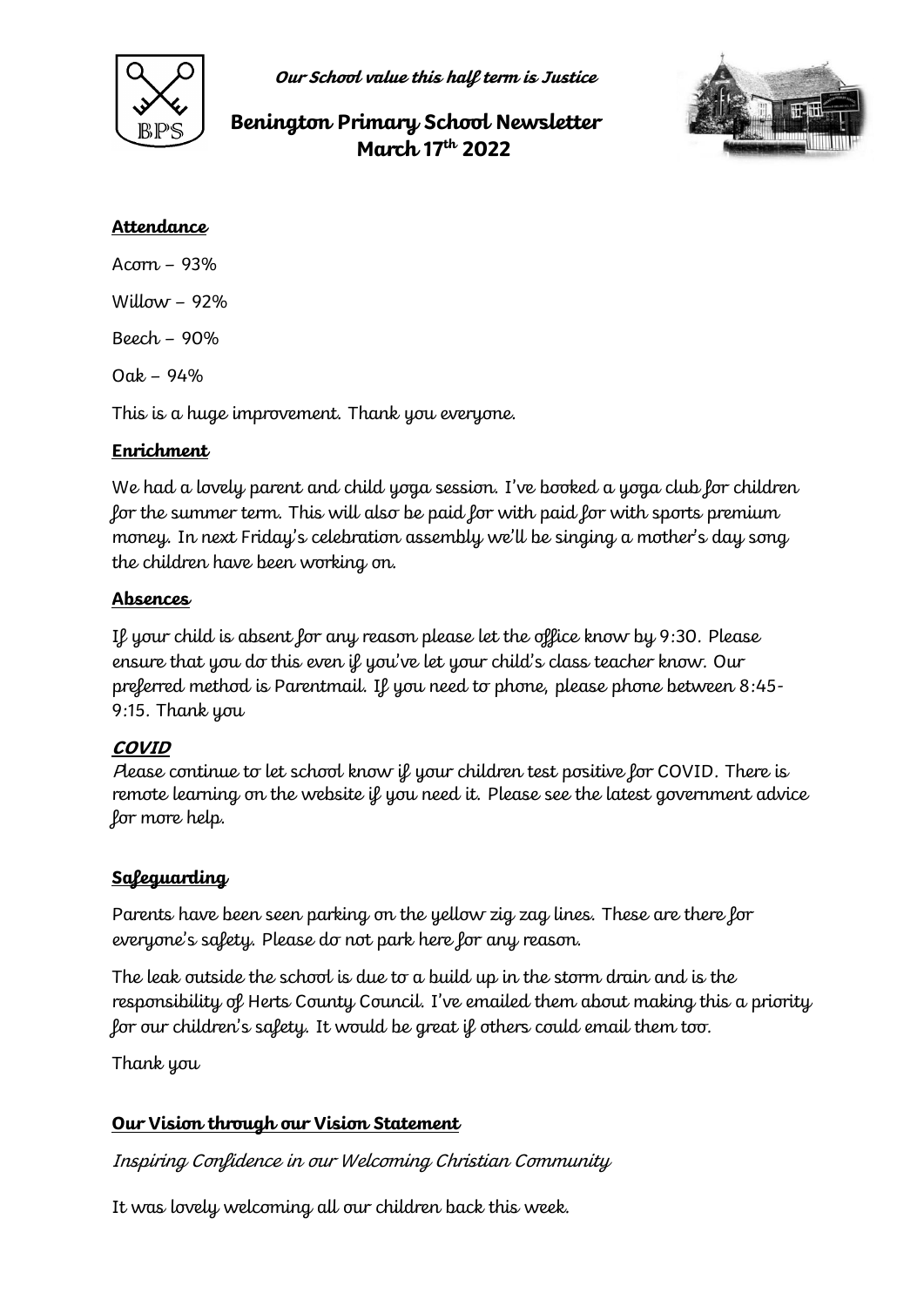*Our School value this half term is Justice*

# Benington Primary School Newsletter March 17th 2022

## Attendance

Acorn – 93%

Willow – 92%

Beech – 90%

Oak – 94%

This is a huge improvement. Thank you everyone.

## Enrichment

We had a lovely parent and child yoga session. I've booked a yoga club for children for the summer term. This will also be paid for with paid for with sports premium money. In next Friday's celebration assembly we'll be singing a mother's day song the children have been working on.

## Absences

If your child is absent for any reason please let the office know by 9:30. Please ensure that you do this even if you've let your child's class teacher know. Our preferred method is Parentmail. If you need to phone, please phone between 8:45-9:15. Thank you

## COVID

Please continue to let school know if your children test positive for COVID. There is remote learning on the website if you need it. Please see the latest government advice for more help.

## Safeguarding

Parents have been seen parking on the yellow zig zag lines. These are there for everyone's safety. Please do not park here for any reason.

The leak outside the school is due to a build up in the storm drain and is the responsibility of Herts County Council. I've emailed them about making this a priority for our children's safety. It would be great if others could email them too.

Thank you

## Our Vision through our Vision Statement

*Inspiring Confidence in our Welcoming Christian Community*

It was lovely welcoming all our children back this week.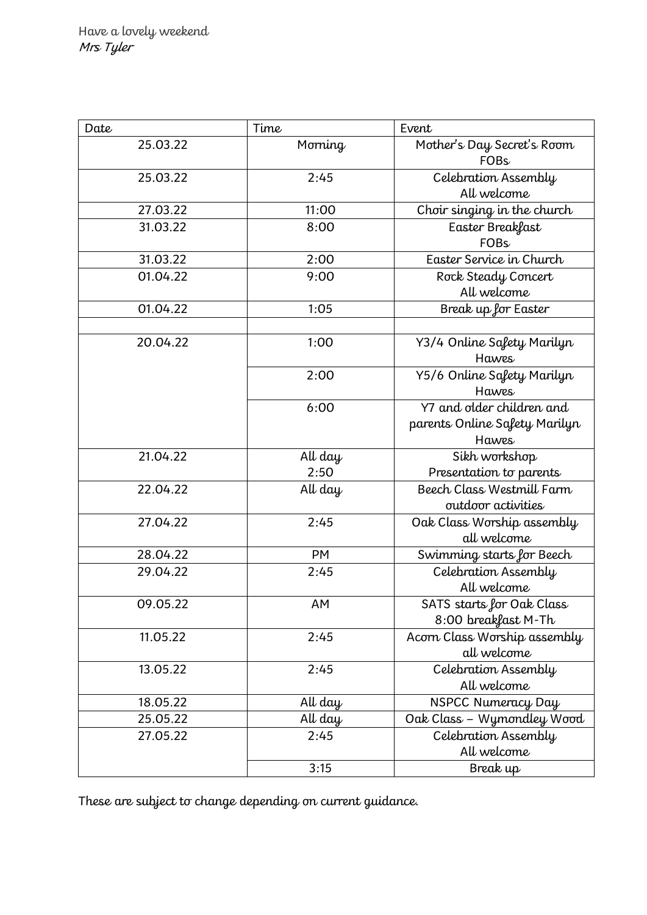Have a lovely weekend
*Mrs Tyler*

| Date | Time | Event |
|---|---|---|
| 25.03.22 | Morning | Mother's Day Secret's Room FOBs |
| 25.03.22 | 2:45 | Celebration Assembly All welcome |
| 27.03.22 | 11:00 | Choir singing in the church |
| 31.03.22 | 8:00 | Easter Breakfast FOBs |
| 31.03.22 | 2:00 | Easter Service in Church |
| 01.04.22 | 9:00 | Rock Steady Concert All welcome |
| 01.04.22 | 1:05 | Break up for Easter |
| | | |
| 20.04.22 | 1:00 | Y3/4 Online Safety Marilyn Hawes |
| | 2:00 | Y5/6 Online Safety Marilyn Hawes |
| | 6:00 | Y7 and older children and parents Online Safety Marilyn Hawes |
| 21.04.22 | All day<br>2:50 | Sikh workshop<br>Presentation to parents |
| 22.04.22 | All day | Beech Class Westmill Farm outdoor activities |
| 27.04.22 | 2:45 | Oak Class Worship assembly all welcome |
| 28.04.22 | PM | Swimming starts for Beech |
| 29.04.22 | 2:45 | Celebration Assembly All welcome |
| 09.05.22 | AM | SATS starts for Oak Class 8:00 breakfast M-Th |
| 11.05.22 | 2:45 | Acorn Class Worship assembly all welcome |
| 13.05.22 | 2:45 | Celebration Assembly All welcome |
| 18.05.22 | All day | NSPCC Numeracy Day |
| 25.05.22 | All day | Oak Class – Wymondley Wood |
| 27.05.22 | 2:45 | Celebration Assembly All welcome |
| | 3:15 | Break up |

These are subject to change depending on current guidance.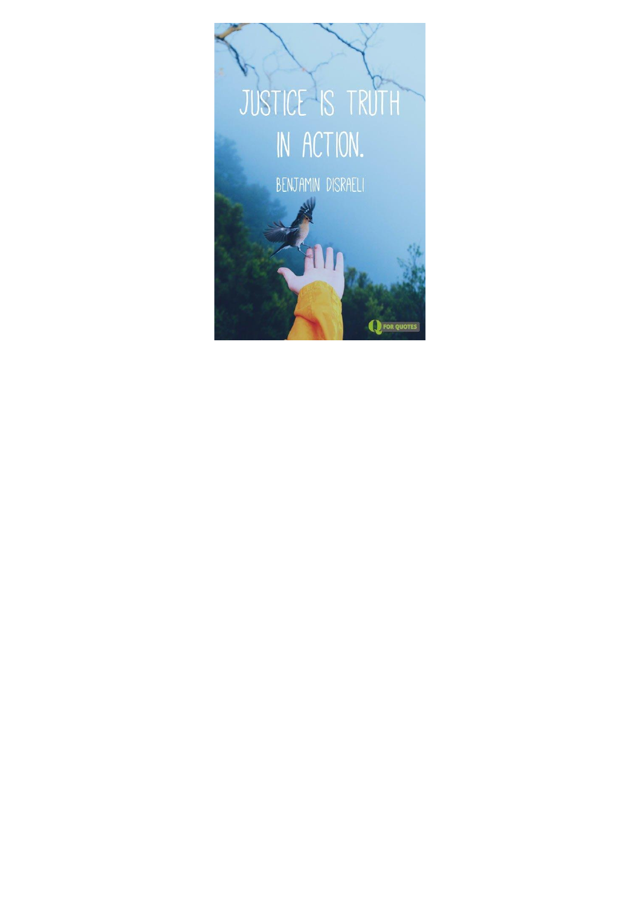JUSTICE IS TRUTH IN ACTION.

BENJAMIN DISRAELI

Q FOR QUOTES